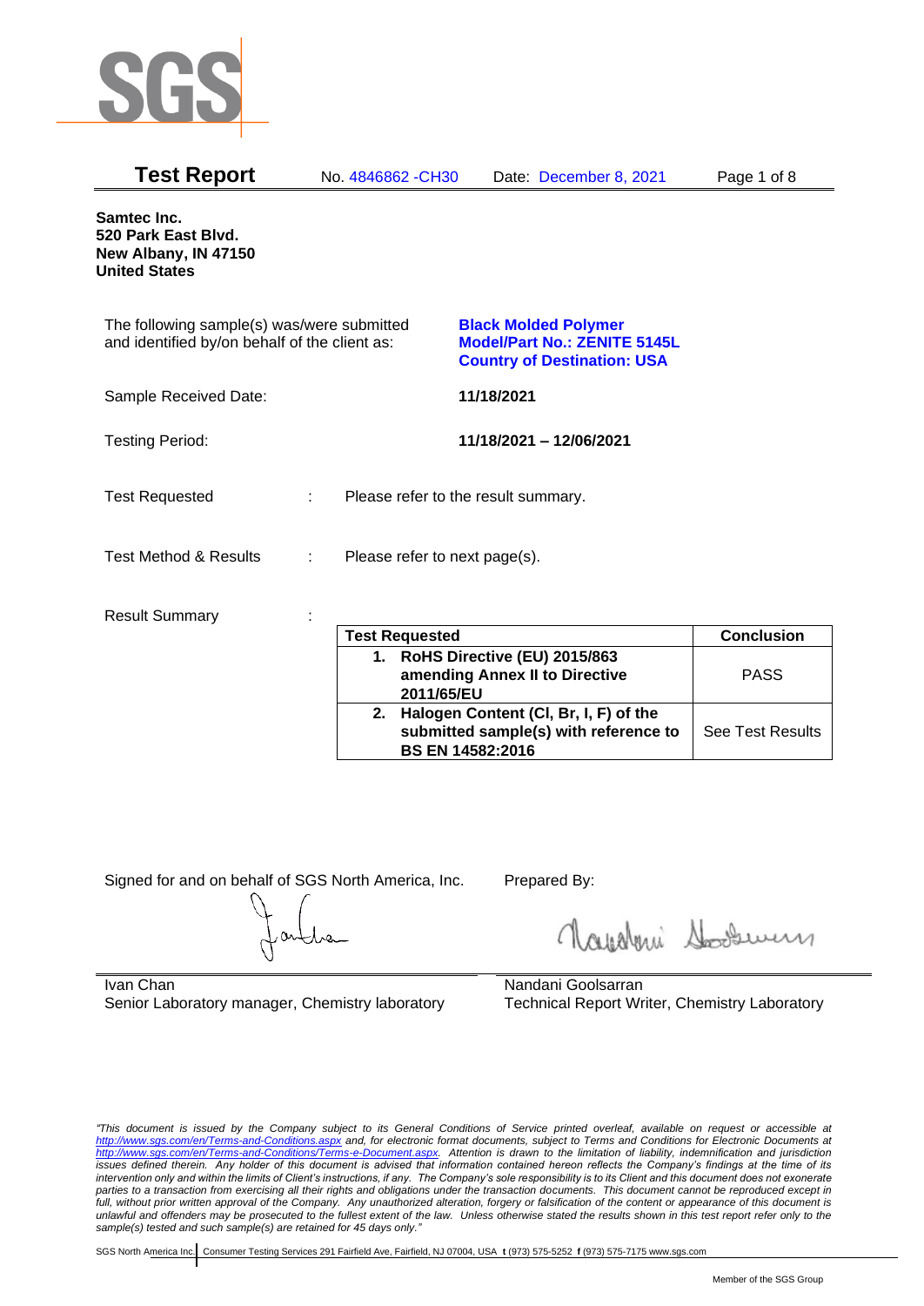# Test Report

No. 4846862 -CH30 Date: December 8, 2021

**Samtec Inc.**
**520 Park East Blvd.**
**New Albany, IN 47150**
**United States**

The following sample(s) was/were submitted and identified by/on behalf of the client as:

**Black Molded Polymer**
**Model/Part No.: ZENITE 5145L**
**Country of Destination: USA**

Sample Received Date: **11/18/2021**

Testing Period: **11/18/2021 – 12/06/2021**

Test Requested : Please refer to the result summary.

Test Method & Results : Please refer to next page(s).

Result Summary :

| Test Requested | Conclusion |
|---|---|
| **1. RoHS Directive (EU) 2015/863 amending Annex II to Directive 2011/65/EU** | PASS |
| **2. Halogen Content (Cl, Br, I, F) of the submitted sample(s) with reference to BS EN 14582:2016** | See Test Results |

Signed for and on behalf of SGS North America, Inc.

Ivan Chan
Senior Laboratory manager, Chemistry laboratory

Prepared By:

Nandani Goolsarran
Technical Report Writer, Chemistry Laboratory

*"This document is issued by the Company subject to its General Conditions of Service printed overleaf, available on request or accessible at http://www.sgs.com/en/Terms-and-Conditions.aspx and, for electronic format documents, subject to Terms and Conditions for Electronic Documents at http://www.sgs.com/en/Terms-and-Conditions/Terms-e-Document.aspx. Attention is drawn to the limitation of liability, indemnification and jurisdiction issues defined therein. Any holder of this document is advised that information contained hereon reflects the Company's findings at the time of its intervention only and within the limits of Client's instructions, if any. The Company's sole responsibility is to its Client and this document does not exonerate parties to a transaction from exercising all their rights and obligations under the transaction documents. This document cannot be reproduced except in full, without prior written approval of the Company. Any unauthorized alteration, forgery or falsification of the content or appearance of this document is unlawful and offenders may be prosecuted to the fullest extent of the law. Unless otherwise stated the results shown in this test report refer only to the sample(s) tested and such sample(s) are retained for 45 days only."*

SGS North America Inc. | Consumer Testing Services 291 Fairfield Ave, Fairfield, NJ 07004, USA **t** (973) 575-5252 **f** (973) 575-7175 www.sgs.com

Member of the SGS Group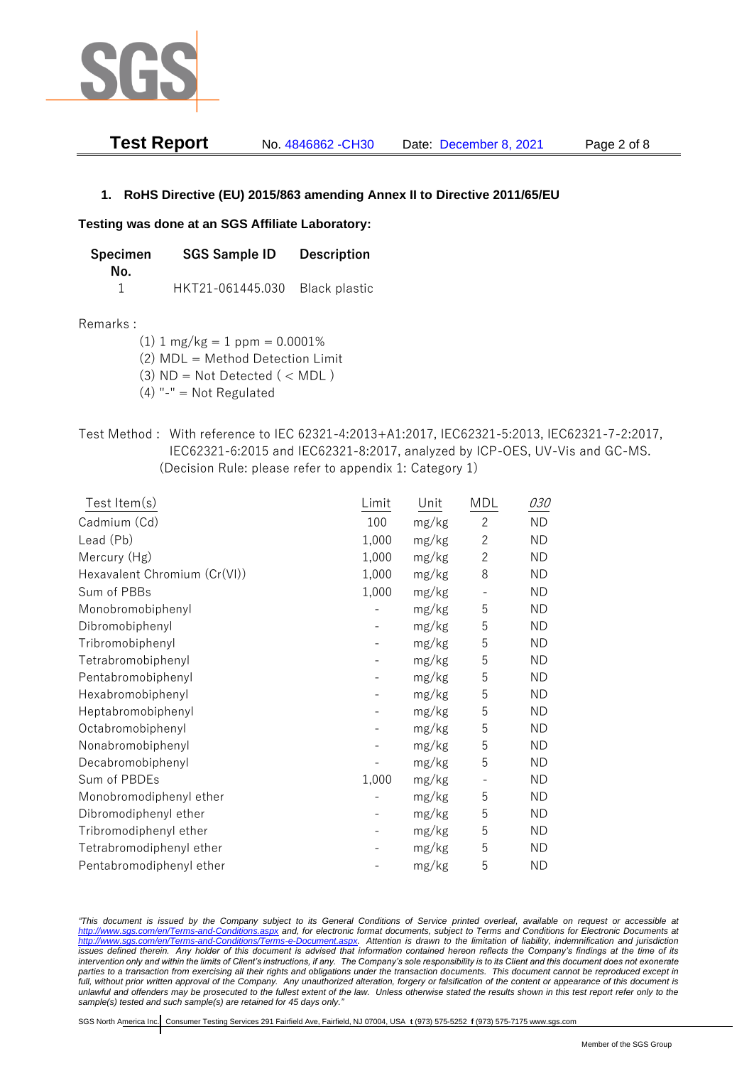## 1. RoHS Directive (EU) 2015/863 amending Annex II to Directive 2011/65/EU

**Testing was done at an SGS Affiliate Laboratory:**

| Specimen No. | SGS Sample ID | Description |
|---|---|---|
| 1 | HKT21-061445.030 | Black plastic |

Remarks :

(1) 1 mg/kg = 1 ppm = 0.0001%
(2) MDL = Method Detection Limit
(3) ND = Not Detected ( < MDL )
(4) "-" = Not Regulated

Test Method : With reference to IEC 62321-4:2013+A1:2017, IEC62321-5:2013, IEC62321-7-2:2017, IEC62321-6:2015 and IEC62321-8:2017, analyzed by ICP-OES, UV-Vis and GC-MS. (Decision Rule: please refer to appendix 1: Category 1)

| Test Item(s) | Limit | Unit | MDL | *030* |
|---|---|---|---|---|
| Cadmium (Cd) | 100 | mg/kg | 2 | ND |
| Lead (Pb) | 1,000 | mg/kg | 2 | ND |
| Mercury (Hg) | 1,000 | mg/kg | 2 | ND |
| Hexavalent Chromium (Cr(VI)) | 1,000 | mg/kg | 8 | ND |
| Sum of PBBs | 1,000 | mg/kg | - | ND |
| Monobromobiphenyl | - | mg/kg | 5 | ND |
| Dibromobiphenyl | - | mg/kg | 5 | ND |
| Tribromobiphenyl | - | mg/kg | 5 | ND |
| Tetrabromobiphenyl | - | mg/kg | 5 | ND |
| Pentabromobiphenyl | - | mg/kg | 5 | ND |
| Hexabromobiphenyl | - | mg/kg | 5 | ND |
| Heptabromobiphenyl | - | mg/kg | 5 | ND |
| Octabromobiphenyl | - | mg/kg | 5 | ND |
| Nonabromobiphenyl | - | mg/kg | 5 | ND |
| Decabromobiphenyl | - | mg/kg | 5 | ND |
| Sum of PBDEs | 1,000 | mg/kg | - | ND |
| Monobromodiphenyl ether | - | mg/kg | 5 | ND |
| Dibromodiphenyl ether | - | mg/kg | 5 | ND |
| Tribromodiphenyl ether | - | mg/kg | 5 | ND |
| Tetrabromodiphenyl ether | - | mg/kg | 5 | ND |
| Pentabromodiphenyl ether | - | mg/kg | 5 | ND |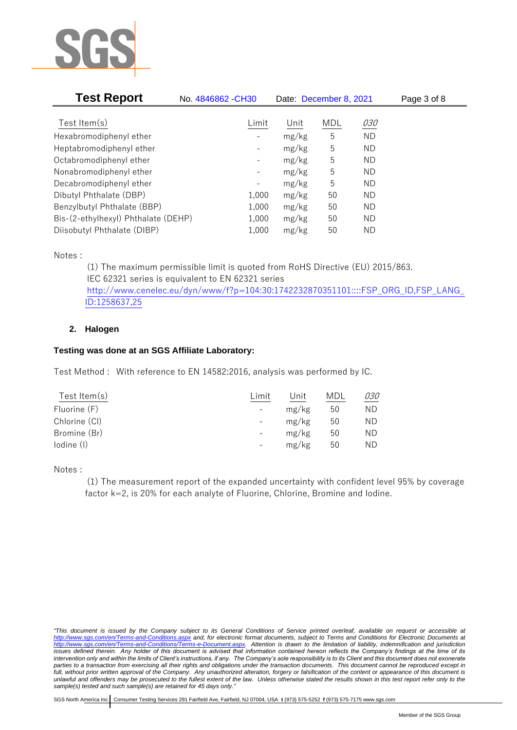| Test Item(s) | Limit | Unit | MDL | *030* |
|---|---|---|---|---|
| Hexabromodiphenyl ether | - | mg/kg | 5 | ND |
| Heptabromodiphenyl ether | - | mg/kg | 5 | ND |
| Octabromodiphenyl ether | - | mg/kg | 5 | ND |
| Nonabromodiphenyl ether | - | mg/kg | 5 | ND |
| Decabromodiphenyl ether | - | mg/kg | 5 | ND |
| Dibutyl Phthalate (DBP) | 1,000 | mg/kg | 50 | ND |
| Benzylbutyl Phthalate (BBP) | 1,000 | mg/kg | 50 | ND |
| Bis-(2-ethylhexyl) Phthalate (DEHP) | 1,000 | mg/kg | 50 | ND |
| Diisobutyl Phthalate (DIBP) | 1,000 | mg/kg | 50 | ND |

Notes :

(1) The maximum permissible limit is quoted from RoHS Directive (EU) 2015/863.
IEC 62321 series is equivalent to EN 62321 series
http://www.cenelec.eu/dyn/www/f?p=104:30:1742232870351101::::FSP_ORG_ID,FSP_LANG_ID:1258637,25

## 2. Halogen

**Testing was done at an SGS Affiliate Laboratory:**

Test Method : With reference to EN 14582:2016, analysis was performed by IC.

| Test Item(s) | Limit | Unit | MDL | *030* |
|---|---|---|---|---|
| Fluorine (F) | - | mg/kg | 50 | ND |
| Chlorine (Cl) | - | mg/kg | 50 | ND |
| Bromine (Br) | - | mg/kg | 50 | ND |
| Iodine (I) | - | mg/kg | 50 | ND |

Notes :

(1) The measurement report of the expanded uncertainty with confident level 95% by coverage factor k=2, is 20% for each analyte of Fluorine, Chlorine, Bromine and Iodine.

*"This document is issued by the Company subject to its General Conditions of Service printed overleaf, available on request or accessible at http://www.sgs.com/en/Terms-and-Conditions.aspx and, for electronic format documents, subject to Terms and Conditions for Electronic Documents at http://www.sgs.com/en/Terms-and-Conditions/Terms-e-Document.aspx. Attention is drawn to the limitation of liability, indemnification and jurisdiction issues defined therein. Any holder of this document is advised that information contained hereon reflects the Company's findings at the time of its intervention only and within the limits of Client's instructions, if any. The Company's sole responsibility is to its Client and this document does not exonerate parties to a transaction from exercising all their rights and obligations under the transaction documents. This document cannot be reproduced except in full, without prior written approval of the Company. Any unauthorized alteration, forgery or falsification of the content or appearance of this document is unlawful and offenders may be prosecuted to the fullest extent of the law. Unless otherwise stated the results shown in this test report refer only to the sample(s) tested and such sample(s) are retained for 45 days only."*

SGS North America Inc. | Consumer Testing Services 291 Fairfield Ave, Fairfield, NJ 07004, USA **t** (973) 575-5252 **f** (973) 575-7175 www.sgs.com

Member of the SGS Group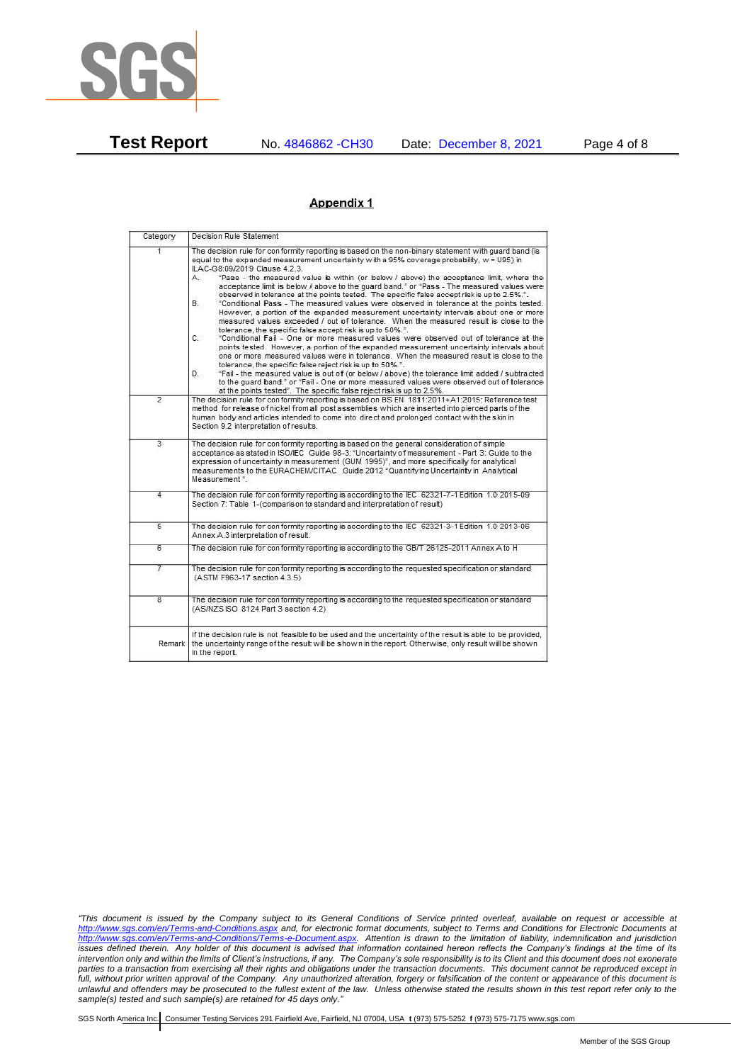## Appendix 1

| Category | Decision Rule Statement |
|---|---|
| 1 | The decision rule for conformity reporting is based on the non-binary statement with guard band (is equal to the expanded measurement uncertainty with a 95% coverage probability, w = U95) in ILAC-G8:09/2019 Clause 4.2.3.<br>A. "Pass - the measured value is within (or below / above) the acceptance limit, where the acceptance limit is below / above to the guard band." or "Pass - The measured values were observed in tolerance at the points tested. The specific false accept risk is up to 2.5%.".<br>B. "Conditional Pass - The measured values were observed in tolerance at the points tested. However, a portion of the expanded measurement uncertainty intervals about one or more measured values exceeded / out of tolerance. When the measured result is close to the tolerance, the specific false accept risk is up to 50%.".<br>C. "Conditional Fail - One or more measured values were observed out of tolerance at the points tested. However, a portion of the expanded measurement uncertainty intervals about one or more measured values were in tolerance. When the measured result is close to the tolerance, the specific false reject risk is up to 50%.".<br>D. "Fail - the measured value is out of (or below / above) the tolerance limit added / subtracted to the guard band." or "Fail - One or more measured values were observed out of tolerance at the points tested". The specific false reject risk is up to 2.5%. |
| 2 | The decision rule for conformity reporting is based on BS EN 1811:2011+A1:2015: Reference test method for release of nickel from all post assemblies which are inserted into pierced parts of the human body and articles intended to come into direct and prolonged contact with the skin in Section 9.2 interpretation of results. |
| 3 | The decision rule for conformity reporting is based on the general consideration of simple acceptance as stated in ISO/IEC Guide 98-3: "Uncertainty of measurement - Part 3: Guide to the expression of uncertainty in measurement (GUM 1995)", and more specifically for analytical measurements to the EURACHEM/CITAC Guide 2012 "Quantifying Uncertainty in Analytical Measurement". |
| 4 | The decision rule for conformity reporting is according to the IEC 62321-7-1 Edition 1.0 2015-09 Section 7: Table 1-(comparison to standard and interpretation of result) |
| 5 | The decision rule for conformity reporting is according to the IEC 62321-3-1 Edition 1.0 2013-06 Annex A.3 interpretation of result. |
| 6 | The decision rule for conformity reporting is according to the GB/T 26125-2011 Annex A to H |
| 7 | The decision rule for conformity reporting is according to the requested specification or standard (ASTM F963-17 section 4.3.5) |
| 8 | The decision rule for conformity reporting is according to the requested specification or standard (AS/NZS ISO 8124 Part 3 section 4.2) |
| Remark | If the decision rule is not feasible to be used and the uncertainty of the result is able to be provided, the uncertainty range of the result will be shown in the report. Otherwise, only result will be shown in the report. |

*"This document is issued by the Company subject to its General Conditions of Service printed overleaf, available on request or accessible at http://www.sgs.com/en/Terms-and-Conditions.aspx and, for electronic format documents, subject to Terms and Conditions for Electronic Documents at http://www.sgs.com/en/Terms-and-Conditions/Terms-e-Document.aspx. Attention is drawn to the limitation of liability, indemnification and jurisdiction issues defined therein. Any holder of this document is advised that information contained hereon reflects the Company's findings at the time of its intervention only and within the limits of Client's instructions, if any. The Company's sole responsibility is to its Client and this document does not exonerate parties to a transaction from exercising all their rights and obligations under the transaction documents. This document cannot be reproduced except in full, without prior written approval of the Company. Any unauthorized alteration, forgery or falsification of the content or appearance of this document is unlawful and offenders may be prosecuted to the fullest extent of the law. Unless otherwise stated the results shown in this test report refer only to the sample(s) tested and such sample(s) are retained for 45 days only."*

SGS North America Inc. | Consumer Testing Services 291 Fairfield Ave, Fairfield, NJ 07004, USA **t** (973) 575-5252 **f** (973) 575-7175 www.sgs.com

Member of the SGS Group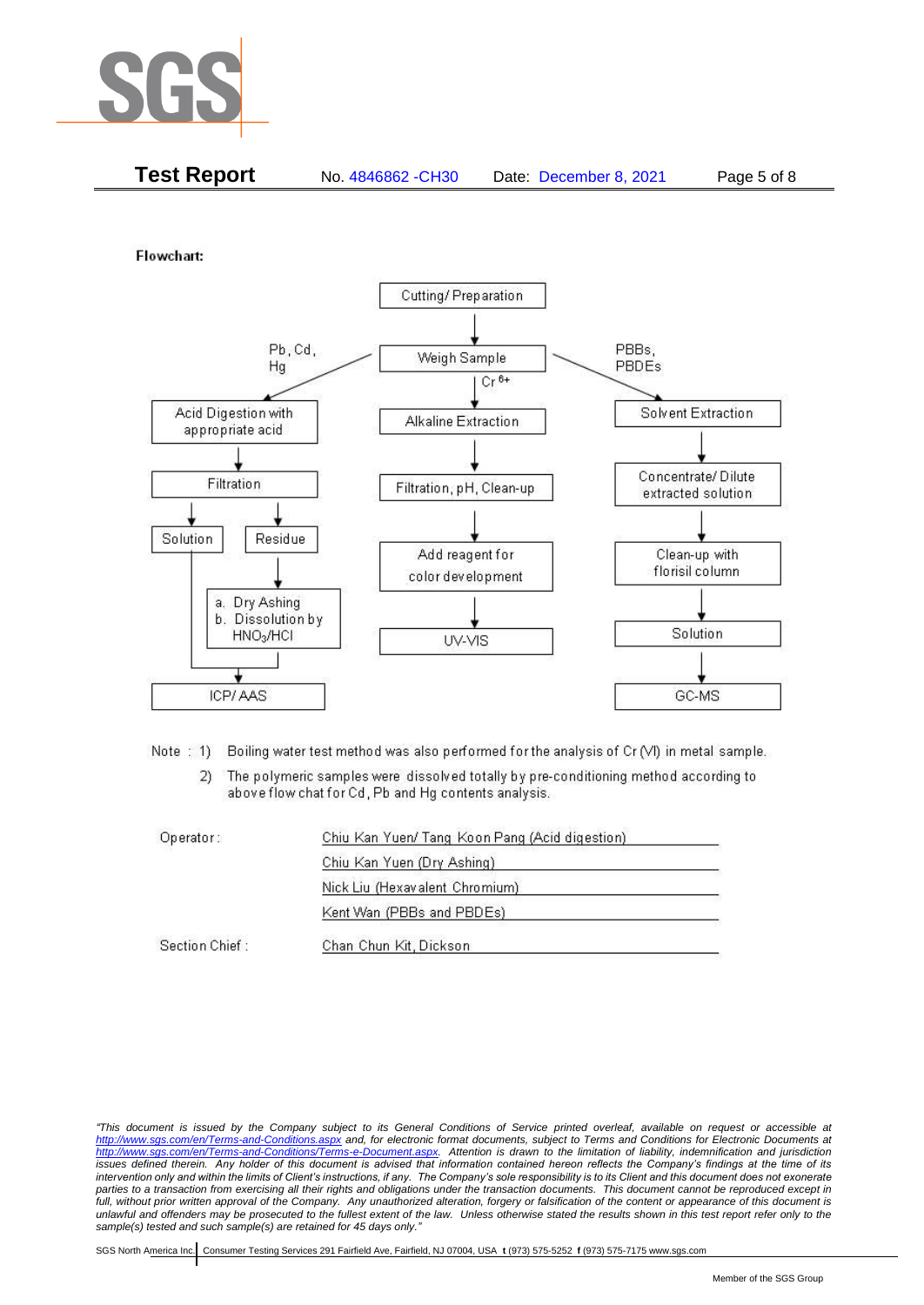**Flowchart:**

Cutting/ Preparation → Weigh Sample

**Pb, Cd, Hg:**
Weigh Sample → Acid Digestion with appropriate acid → Filtration → Solution / Residue
- Residue → a. Dry Ashing b. Dissolution by $HNO_3$/HCl
- Solution + dissolved residue → ICP/ AAS

**$Cr^{6+}$:**
Weigh Sample → Alkaline Extraction → Filtration, pH, Clean-up → Add reagent for color development → UV-VIS

**PBBs, PBDEs:**
Weigh Sample → Solvent Extraction → Concentrate/ Dilute extracted solution → Clean-up with florisil column → Solution → GC-MS

Note : 1) Boiling water test method was also performed for the analysis of Cr (VI) in metal sample.

2) The polymeric samples were dissolved totally by pre-conditioning method according to above flow chat for Cd, Pb and Hg contents analysis.

Operator: Chiu Kan Yuen/ Tang Koon Pang (Acid digestion)

Chiu Kan Yuen (Dry Ashing)

Nick Liu (Hexavalent Chromium)

Kent Wan (PBBs and PBDEs)

Section Chief : Chan Chun Kit, Dickson

*"This document is issued by the Company subject to its General Conditions of Service printed overleaf, available on request or accessible at http://www.sgs.com/en/Terms-and-Conditions.aspx and, for electronic format documents, subject to Terms and Conditions for Electronic Documents at http://www.sgs.com/en/Terms-and-Conditions/Terms-e-Document.aspx. Attention is drawn to the limitation of liability, indemnification and jurisdiction issues defined therein. Any holder of this document is advised that information contained hereon reflects the Company's findings at the time of its intervention only and within the limits of Client's instructions, if any. The Company's sole responsibility is to its Client and this document does not exonerate parties to a transaction from exercising all their rights and obligations under the transaction documents. This document cannot be reproduced except in full, without prior written approval of the Company. Any unauthorized alteration, forgery or falsification of the content or appearance of this document is unlawful and offenders may be prosecuted to the fullest extent of the law. Unless otherwise stated the results shown in this test report refer only to the sample(s) tested and such sample(s) are retained for 45 days only."*

SGS North America Inc. | Consumer Testing Services 291 Fairfield Ave, Fairfield, NJ 07004, USA t (973) 575-5252 f (973) 575-7175 www.sgs.com

Member of the SGS Group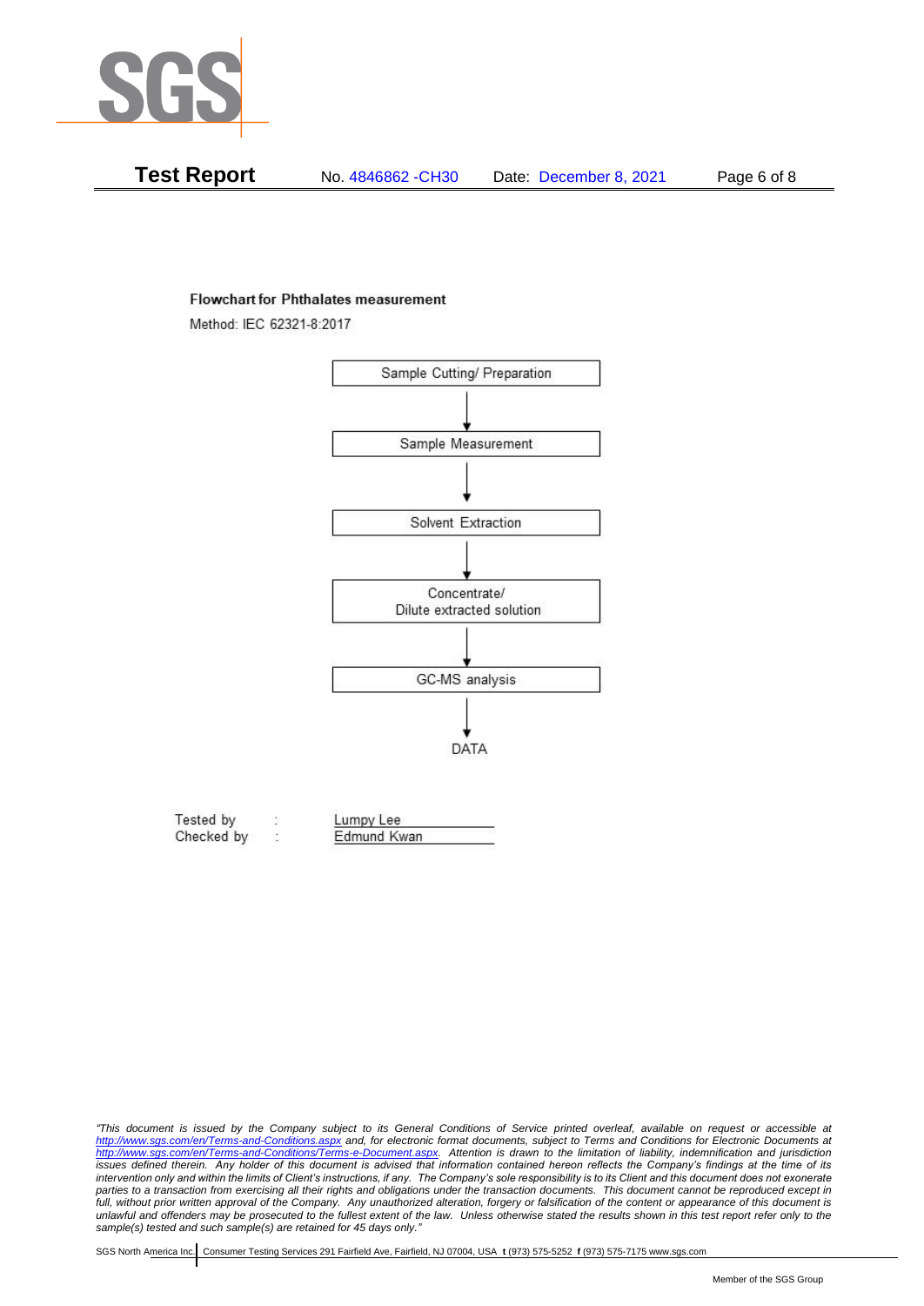**Flowchart for Phthalates measurement**

Method: IEC 62321-8:2017

Sample Cutting/ Preparation

↓

Sample Measurement

↓

Solvent Extraction

↓

Concentrate/
Dilute extracted solution

↓

GC-MS analysis

↓

DATA

Tested by : Lumpy Lee
Checked by : Edmund Kwan

*"This document is issued by the Company subject to its General Conditions of Service printed overleaf, available on request or accessible at http://www.sgs.com/en/Terms-and-Conditions.aspx and, for electronic format documents, subject to Terms and Conditions for Electronic Documents at http://www.sgs.com/en/Terms-and-Conditions/Terms-e-Document.aspx. Attention is drawn to the limitation of liability, indemnification and jurisdiction issues defined therein. Any holder of this document is advised that information contained hereon reflects the Company's findings at the time of its intervention only and within the limits of Client's instructions, if any. The Company's sole responsibility is to its Client and this document does not exonerate parties to a transaction from exercising all their rights and obligations under the transaction documents. This document cannot be reproduced except in full, without prior written approval of the Company. Any unauthorized alteration, forgery or falsification of the content or appearance of this document is unlawful and offenders may be prosecuted to the fullest extent of the law. Unless otherwise stated the results shown in this test report refer only to the sample(s) tested and such sample(s) are retained for 45 days only."*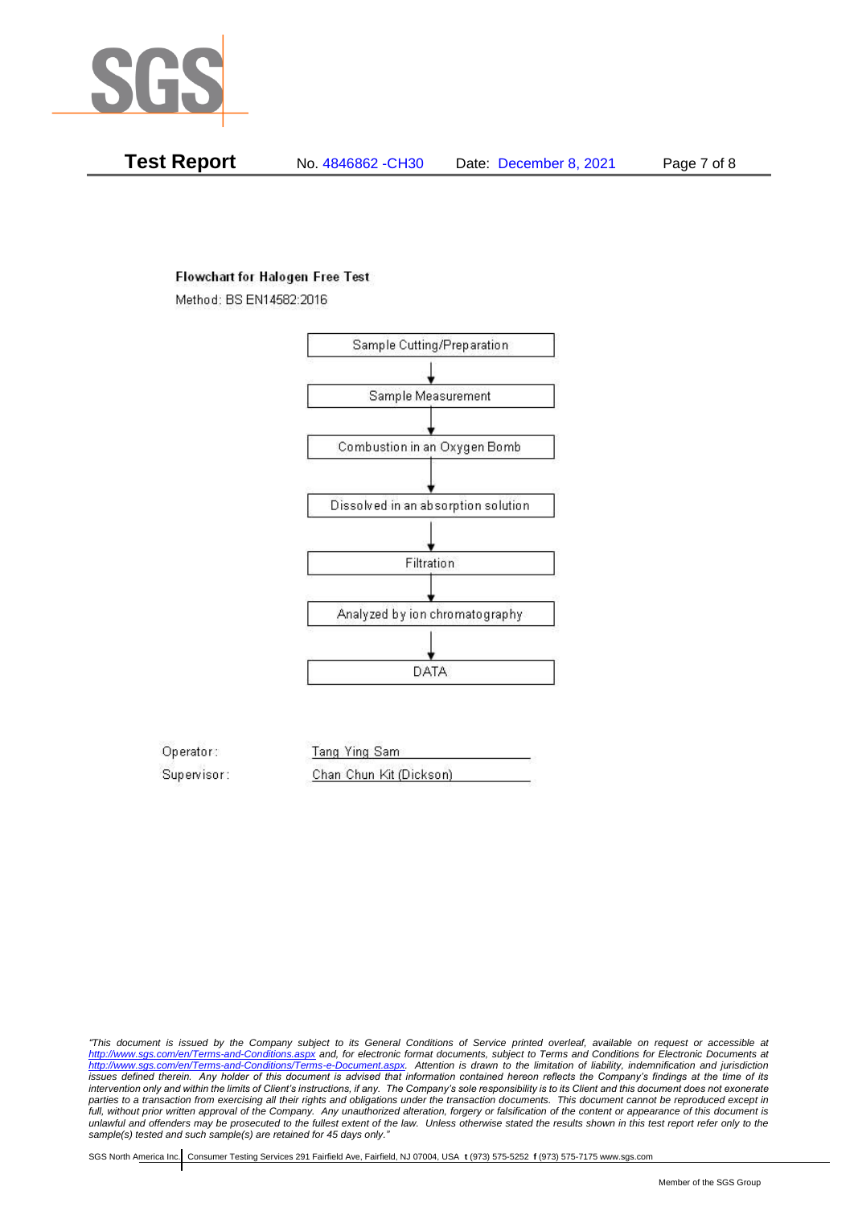**Flowchart for Halogen Free Test**

Method: BS EN14582:2016

Sample Cutting/Preparation
↓
Sample Measurement
↓
Combustion in an Oxygen Bomb
↓
Dissolved in an absorption solution
↓
Filtration
↓
Analyzed by ion chromatography
↓
DATA

Operator: Tang Ying Sam

Supervisor: Chan Chun Kit (Dickson)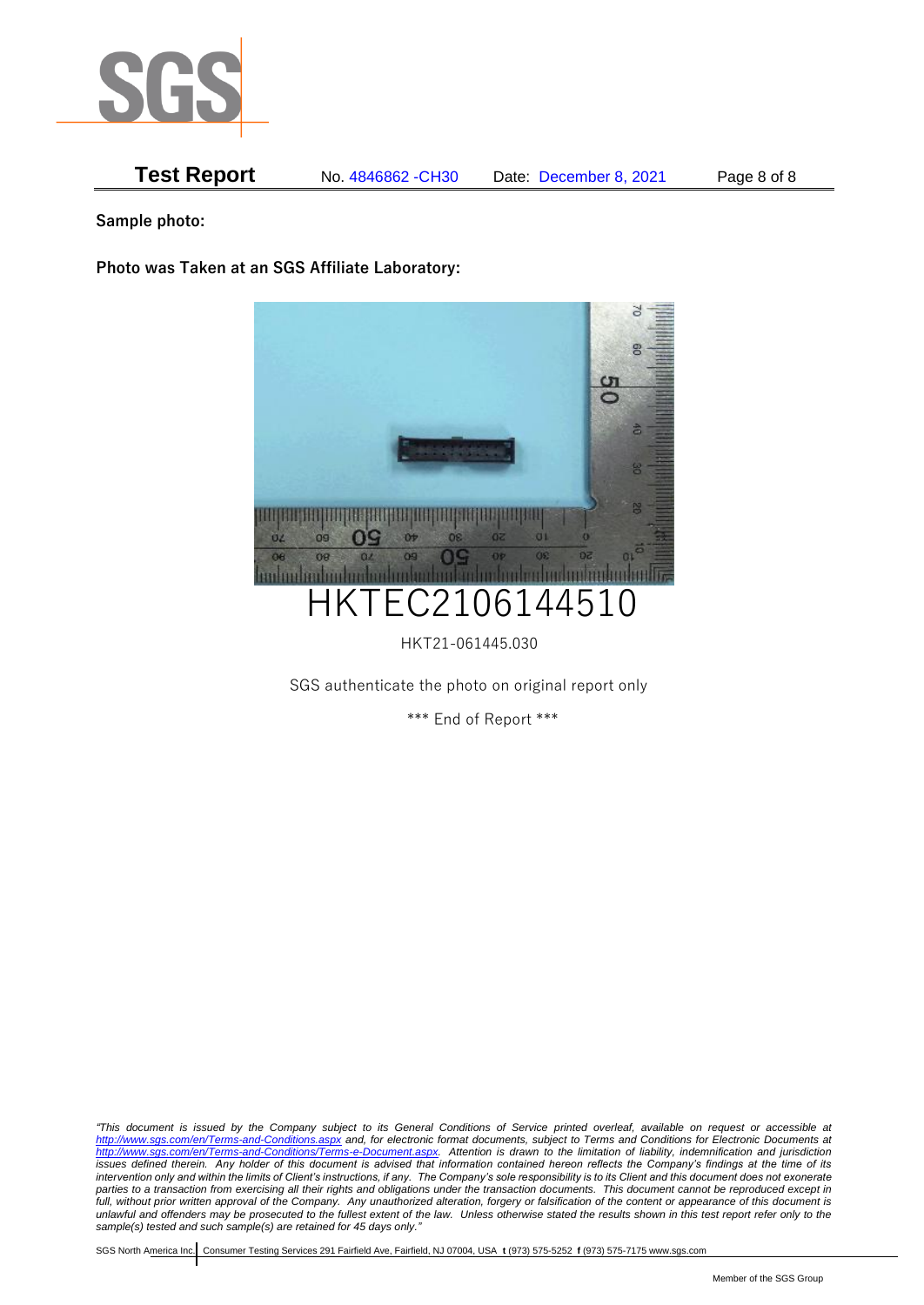**Sample photo:**

**Photo was Taken at an SGS Affiliate Laboratory:**

HKTEC2106144510

HKT21-061445.030

SGS authenticate the photo on original report only

*** End of Report ***

*"This document is issued by the Company subject to its General Conditions of Service printed overleaf, available on request or accessible at http://www.sgs.com/en/Terms-and-Conditions.aspx and, for electronic format documents, subject to Terms and Conditions for Electronic Documents at http://www.sgs.com/en/Terms-and-Conditions/Terms-e-Document.aspx. Attention is drawn to the limitation of liability, indemnification and jurisdiction issues defined therein. Any holder of this document is advised that information contained hereon reflects the Company's findings at the time of its intervention only and within the limits of Client's instructions, if any. The Company's sole responsibility is to its Client and this document does not exonerate parties to a transaction from exercising all their rights and obligations under the transaction documents. This document cannot be reproduced except in full, without prior written approval of the Company. Any unauthorized alteration, forgery or falsification of the content or appearance of this document is unlawful and offenders may be prosecuted to the fullest extent of the law. Unless otherwise stated the results shown in this test report refer only to the sample(s) tested and such sample(s) are retained for 45 days only."*

SGS North America Inc. | Consumer Testing Services 291 Fairfield Ave, Fairfield, NJ 07004, USA **t** (973) 575-5252 **f** (973) 575-7175 www.sgs.com

Member of the SGS Group